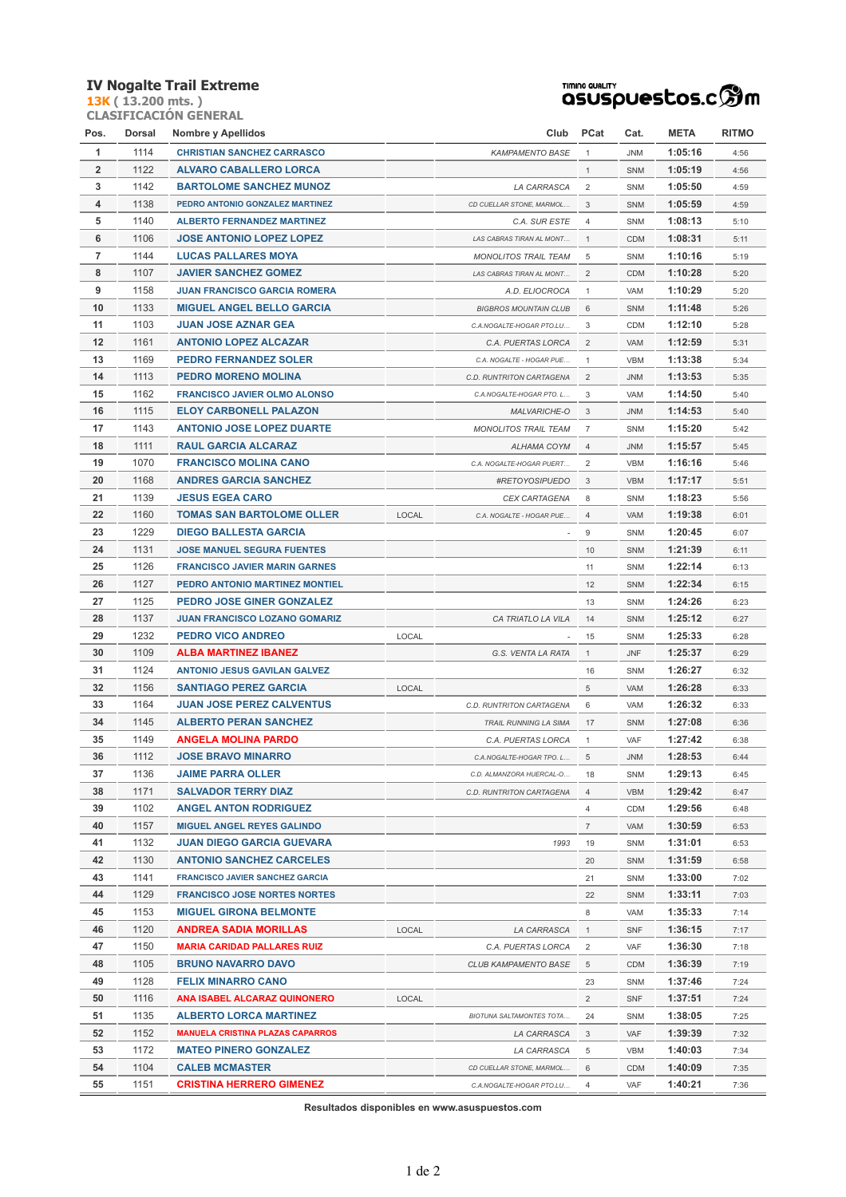# IV Nogalte Trail Extreme

**13K** ( 13.200 mts. )

CLASIFICACIÓN GENERAL

asuspuestos.com — Timing Quality

| Pos. | Dorsal | Nombre y Apellidos | | Club | PCat | Cat. | META | RITMO |
|---|---|---|---|---|---|---|---|---|
| 1 | 1114 | CHRISTIAN SANCHEZ CARRASCO | | KAMPAMENTO BASE | 1 | JNM | 1:05:16 | 4:56 |
| 2 | 1122 | ALVARO CABALLERO LORCA | | | 1 | SNM | 1:05:19 | 4:56 |
| 3 | 1142 | BARTOLOME SANCHEZ MUNOZ | | LA CARRASCA | 2 | SNM | 1:05:50 | 4:59 |
| 4 | 1138 | PEDRO ANTONIO GONZALEZ MARTINEZ | | CD CUELLAR STONE, MARMOL... | 3 | SNM | 1:05:59 | 4:59 |
| 5 | 1140 | ALBERTO FERNANDEZ MARTINEZ | | C.A. SUR ESTE | 4 | SNM | 1:08:13 | 5:10 |
| 6 | 1106 | JOSE ANTONIO LOPEZ LOPEZ | | LAS CABRAS TIRAN AL MONT... | 1 | CDM | 1:08:31 | 5:11 |
| 7 | 1144 | LUCAS PALLARES MOYA | | MONOLITOS TRAIL TEAM | 5 | SNM | 1:10:16 | 5:19 |
| 8 | 1107 | JAVIER SANCHEZ GOMEZ | | LAS CABRAS TIRAN AL MONT... | 2 | CDM | 1:10:28 | 5:20 |
| 9 | 1158 | JUAN FRANCISCO GARCIA ROMERA | | A.D. ELIOCROCA | 1 | VAM | 1:10:29 | 5:20 |
| 10 | 1133 | MIGUEL ANGEL BELLO GARCIA | | BIGBROS MOUNTAIN CLUB | 6 | SNM | 1:11:48 | 5:26 |
| 11 | 1103 | JUAN JOSE AZNAR GEA | | C.A.NOGALTE-HOGAR PTO.LU... | 3 | CDM | 1:12:10 | 5:28 |
| 12 | 1161 | ANTONIO LOPEZ ALCAZAR | | C.A. PUERTAS LORCA | 2 | VAM | 1:12:59 | 5:31 |
| 13 | 1169 | PEDRO FERNANDEZ SOLER | | C.A. NOGALTE - HOGAR PUE... | 1 | VBM | 1:13:38 | 5:34 |
| 14 | 1113 | PEDRO MORENO MOLINA | | C.D. RUNTRITON CARTAGENA | 2 | JNM | 1:13:53 | 5:35 |
| 15 | 1162 | FRANCISCO JAVIER OLMO ALONSO | | C.A.NOGALTE-HOGAR PTO. L... | 3 | VAM | 1:14:50 | 5:40 |
| 16 | 1115 | ELOY CARBONELL PALAZON | | MALVARICHE-O | 3 | JNM | 1:14:53 | 5:40 |
| 17 | 1143 | ANTONIO JOSE LOPEZ DUARTE | | MONOLITOS TRAIL TEAM | 7 | SNM | 1:15:20 | 5:42 |
| 18 | 1111 | RAUL GARCIA ALCARAZ | | ALHAMA COYM | 4 | JNM | 1:15:57 | 5:45 |
| 19 | 1070 | FRANCISCO MOLINA CANO | | C.A. NOGALTE-HOGAR PUERT... | 2 | VBM | 1:16:16 | 5:46 |
| 20 | 1168 | ANDRES GARCIA SANCHEZ | | #RETOYOSIPUEDO | 3 | VBM | 1:17:17 | 5:51 |
| 21 | 1139 | JESUS EGEA CARO | | CEX CARTAGENA | 8 | SNM | 1:18:23 | 5:56 |
| 22 | 1160 | TOMAS SAN BARTOLOME OLLER | LOCAL | C.A. NOGALTE - HOGAR PUE... | 4 | VAM | 1:19:38 | 6:01 |
| 23 | 1229 | DIEGO BALLESTA GARCIA | | - | 9 | SNM | 1:20:45 | 6:07 |
| 24 | 1131 | JOSE MANUEL SEGURA FUENTES | | | 10 | SNM | 1:21:39 | 6:11 |
| 25 | 1126 | FRANCISCO JAVIER MARIN GARNES | | | 11 | SNM | 1:22:14 | 6:13 |
| 26 | 1127 | PEDRO ANTONIO MARTINEZ MONTIEL | | | 12 | SNM | 1:22:34 | 6:15 |
| 27 | 1125 | PEDRO JOSE GINER GONZALEZ | | | 13 | SNM | 1:24:26 | 6:23 |
| 28 | 1137 | JUAN FRANCISCO LOZANO GOMARIZ | | CA TRIATLO LA VILA | 14 | SNM | 1:25:12 | 6:27 |
| 29 | 1232 | PEDRO VICO ANDREO | LOCAL | - | 15 | SNM | 1:25:33 | 6:28 |
| 30 | 1109 | ALBA MARTINEZ IBANEZ | | G.S. VENTA LA RATA | 1 | JNF | 1:25:37 | 6:29 |
| 31 | 1124 | ANTONIO JESUS GAVILAN GALVEZ | | | 16 | SNM | 1:26:27 | 6:32 |
| 32 | 1156 | SANTIAGO PEREZ GARCIA | LOCAL | | 5 | VAM | 1:26:28 | 6:33 |
| 33 | 1164 | JUAN JOSE PEREZ CALVENTUS | | C.D. RUNTRITON CARTAGENA | 6 | VAM | 1:26:32 | 6:33 |
| 34 | 1145 | ALBERTO PERAN SANCHEZ | | TRAIL RUNNING LA SIMA | 17 | SNM | 1:27:08 | 6:36 |
| 35 | 1149 | ANGELA MOLINA PARDO | | C.A. PUERTAS LORCA | 1 | VAF | 1:27:42 | 6:38 |
| 36 | 1112 | JOSE BRAVO MINARRO | | C.A.NOGALTE-HOGAR TPO. L... | 5 | JNM | 1:28:53 | 6:44 |
| 37 | 1136 | JAIME PARRA OLLER | | C.D. ALMANZORA HUERCAL-O... | 18 | SNM | 1:29:13 | 6:45 |
| 38 | 1171 | SALVADOR TERRY DIAZ | | C.D. RUNTRITON CARTAGENA | 4 | VBM | 1:29:42 | 6:47 |
| 39 | 1102 | ANGEL ANTON RODRIGUEZ | | | 4 | CDM | 1:29:56 | 6:48 |
| 40 | 1157 | MIGUEL ANGEL REYES GALINDO | | | 7 | VAM | 1:30:59 | 6:53 |
| 41 | 1132 | JUAN DIEGO GARCIA GUEVARA | | 1993 | 19 | SNM | 1:31:01 | 6:53 |
| 42 | 1130 | ANTONIO SANCHEZ CARCELES | | | 20 | SNM | 1:31:59 | 6:58 |
| 43 | 1141 | FRANCISCO JAVIER SANCHEZ GARCIA | | | 21 | SNM | 1:33:00 | 7:02 |
| 44 | 1129 | FRANCISCO JOSE NORTES NORTES | | | 22 | SNM | 1:33:11 | 7:03 |
| 45 | 1153 | MIGUEL GIRONA BELMONTE | | | 8 | VAM | 1:35:33 | 7:14 |
| 46 | 1120 | ANDREA SADIA MORILLAS | LOCAL | LA CARRASCA | 1 | SNF | 1:36:15 | 7:17 |
| 47 | 1150 | MARIA CARIDAD PALLARES RUIZ | | C.A. PUERTAS LORCA | 2 | VAF | 1:36:30 | 7:18 |
| 48 | 1105 | BRUNO NAVARRO DAVO | | CLUB KAMPAMENTO BASE | 5 | CDM | 1:36:39 | 7:19 |
| 49 | 1128 | FELIX MINARRO CANO | | | 23 | SNM | 1:37:46 | 7:24 |
| 50 | 1116 | ANA ISABEL ALCARAZ QUINONERO | LOCAL | | 2 | SNF | 1:37:51 | 7:24 |
| 51 | 1135 | ALBERTO LORCA MARTINEZ | | BIOTUNA SALTAMONTES TOTA... | 24 | SNM | 1:38:05 | 7:25 |
| 52 | 1152 | MANUELA CRISTINA PLAZAS CAPARROS | | LA CARRASCA | 3 | VAF | 1:39:39 | 7:32 |
| 53 | 1172 | MATEO PINERO GONZALEZ | | LA CARRASCA | 5 | VBM | 1:40:03 | 7:34 |
| 54 | 1104 | CALEB MCMASTER | | CD CUELLAR STONE, MARMOL... | 6 | CDM | 1:40:09 | 7:35 |
| 55 | 1151 | CRISTINA HERRERO GIMENEZ | | C.A.NOGALTE-HOGAR PTO.LU... | 4 | VAF | 1:40:21 | 7:36 |

**Resultados disponibles en www.asuspuestos.com**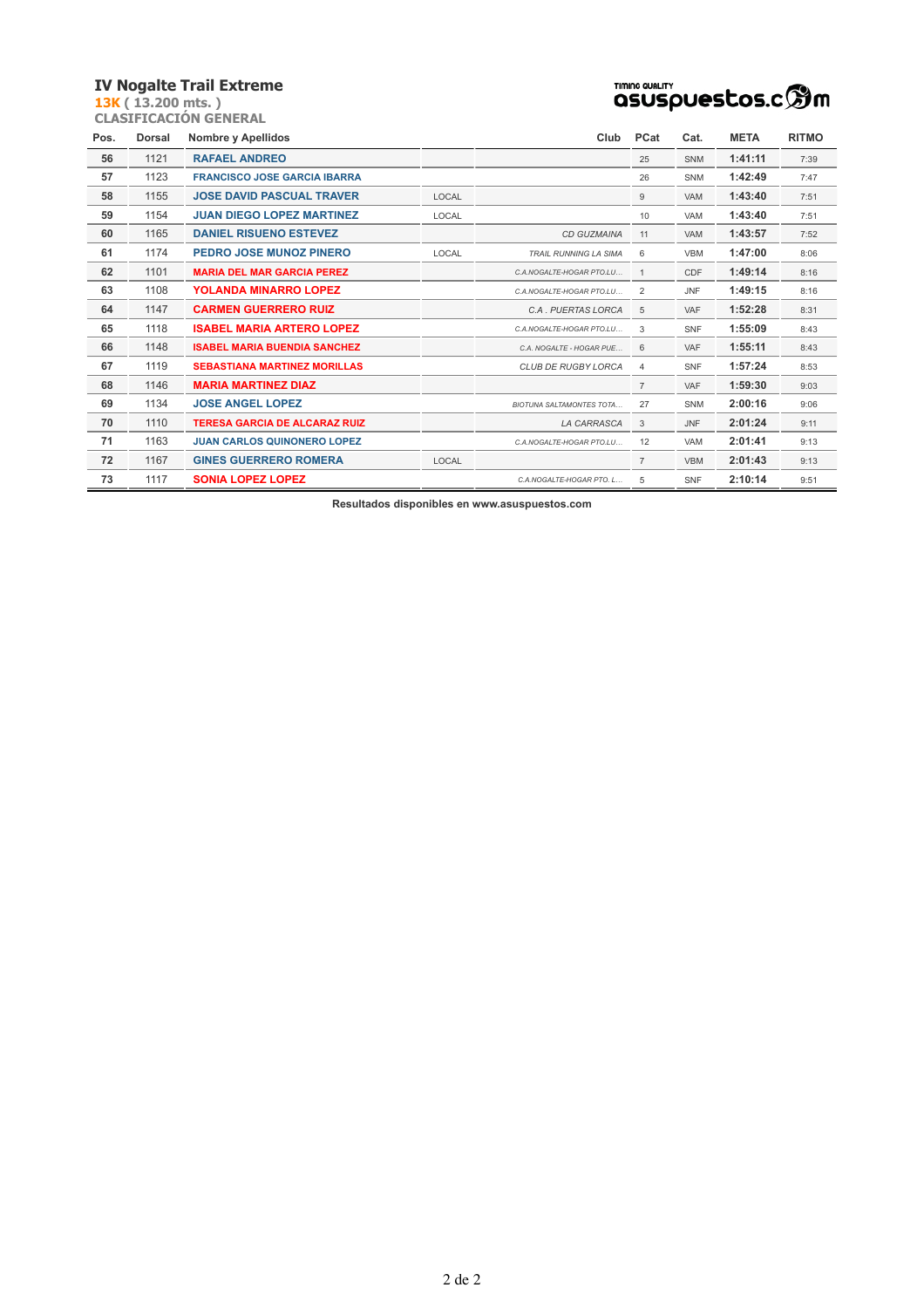# IV Nogalte Trail Extreme

**13K ( 13.200 mts. )**

**CLASIFICACIÓN GENERAL**

asuspuestos.com

| Pos. | Dorsal | Nombre y Apellidos | | Club | PCat | Cat. | META | RITMO |
|---|---|---|---|---|---|---|---|---|
| 56 | 1121 | RAFAEL ANDREO | | | 25 | SNM | 1:41:11 | 7:39 |
| 57 | 1123 | FRANCISCO JOSE GARCIA IBARRA | | | 26 | SNM | 1:42:49 | 7:47 |
| 58 | 1155 | JOSE DAVID PASCUAL TRAVER | LOCAL | | 9 | VAM | 1:43:40 | 7:51 |
| 59 | 1154 | JUAN DIEGO LOPEZ MARTINEZ | LOCAL | | 10 | VAM | 1:43:40 | 7:51 |
| 60 | 1165 | DANIEL RISUENO ESTEVEZ | | CD GUZMAINA | 11 | VAM | 1:43:57 | 7:52 |
| 61 | 1174 | PEDRO JOSE MUNOZ PINERO | LOCAL | TRAIL RUNNING LA SIMA | 6 | VBM | 1:47:00 | 8:06 |
| 62 | 1101 | MARIA DEL MAR GARCIA PEREZ | | C.A.NOGALTE-HOGAR PTO.LU... | 1 | CDF | 1:49:14 | 8:16 |
| 63 | 1108 | YOLANDA MINARRO LOPEZ | | C.A.NOGALTE-HOGAR PTO.LU... | 2 | JNF | 1:49:15 | 8:16 |
| 64 | 1147 | CARMEN GUERRERO RUIZ | | C.A . PUERTAS LORCA | 5 | VAF | 1:52:28 | 8:31 |
| 65 | 1118 | ISABEL MARIA ARTERO LOPEZ | | C.A.NOGALTE-HOGAR PTO.LU... | 3 | SNF | 1:55:09 | 8:43 |
| 66 | 1148 | ISABEL MARIA BUENDIA SANCHEZ | | C.A. NOGALTE - HOGAR PUE... | 6 | VAF | 1:55:11 | 8:43 |
| 67 | 1119 | SEBASTIANA MARTINEZ MORILLAS | | CLUB DE RUGBY LORCA | 4 | SNF | 1:57:24 | 8:53 |
| 68 | 1146 | MARIA MARTINEZ DIAZ | | | 7 | VAF | 1:59:30 | 9:03 |
| 69 | 1134 | JOSE ANGEL LOPEZ | | BIOTUNA SALTAMONTES TOTA... | 27 | SNM | 2:00:16 | 9:06 |
| 70 | 1110 | TERESA GARCIA DE ALCARAZ RUIZ | | LA CARRASCA | 3 | JNF | 2:01:24 | 9:11 |
| 71 | 1163 | JUAN CARLOS QUINONERO LOPEZ | | C.A.NOGALTE-HOGAR PTO.LU... | 12 | VAM | 2:01:41 | 9:13 |
| 72 | 1167 | GINES GUERRERO ROMERA | LOCAL | | 7 | VBM | 2:01:43 | 9:13 |
| 73 | 1117 | SONIA LOPEZ LOPEZ | | C.A.NOGALTE-HOGAR PTO. L... | 5 | SNF | 2:10:14 | 9:51 |

**Resultados disponibles en www.asuspuestos.com**